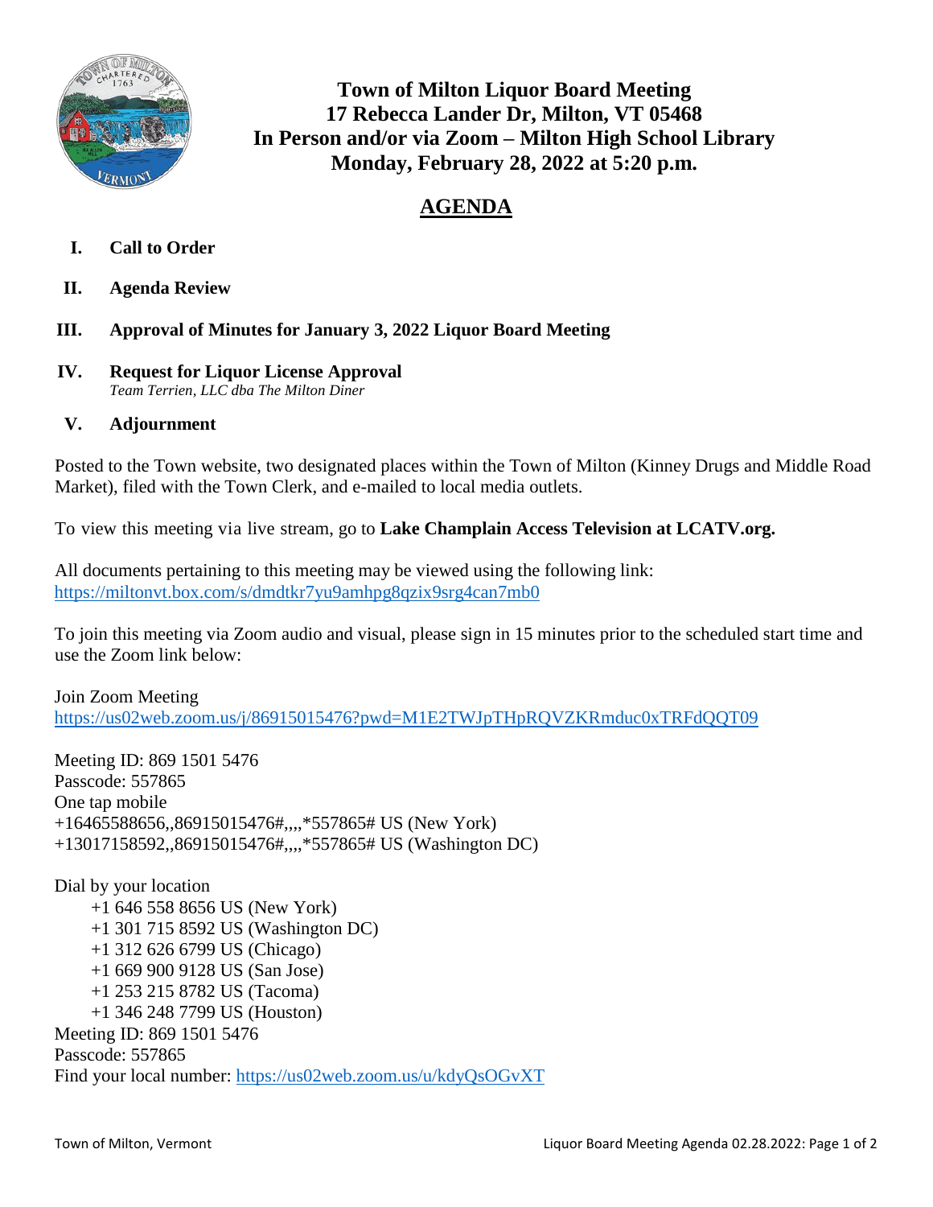# Town of Milton Liquor Board Meeting
## 17 Rebecca Lander Dr, Milton, VT 05468
## In Person and/or via Zoom – Milton High School Library
## Monday, February 28, 2022 at 5:20 p.m.

## AGENDA

**I. Call to Order**

**II. Agenda Review**

**III. Approval of Minutes for January 3, 2022 Liquor Board Meeting**

**IV. Request for Liquor License Approval**
*Team Terrien, LLC dba The Milton Diner*

**V. Adjournment**

Posted to the Town website, two designated places within the Town of Milton (Kinney Drugs and Middle Road Market), filed with the Town Clerk, and e-mailed to local media outlets.

To view this meeting via live stream, go to **Lake Champlain Access Television at LCATV.org.**

All documents pertaining to this meeting may be viewed using the following link:
https://miltonvt.box.com/s/dmdtkr7yu9amhpg8qzix9srg4can7mb0

To join this meeting via Zoom audio and visual, please sign in 15 minutes prior to the scheduled start time and use the Zoom link below:

Join Zoom Meeting
https://us02web.zoom.us/j/86915015476?pwd=M1E2TWJpTHpRQVZKRmduc0xTRFdQQT09

Meeting ID: 869 1501 5476
Passcode: 557865
One tap mobile
+16465588656,,86915015476#,,,,*557865# US (New York)
+13017158592,,86915015476#,,,,*557865# US (Washington DC)

Dial by your location
+1 646 558 8656 US (New York)
+1 301 715 8592 US (Washington DC)
+1 312 626 6799 US (Chicago)
+1 669 900 9128 US (San Jose)
+1 253 215 8782 US (Tacoma)
+1 346 248 7799 US (Houston)
Meeting ID: 869 1501 5476
Passcode: 557865
Find your local number: https://us02web.zoom.us/u/kdyQsOGvXT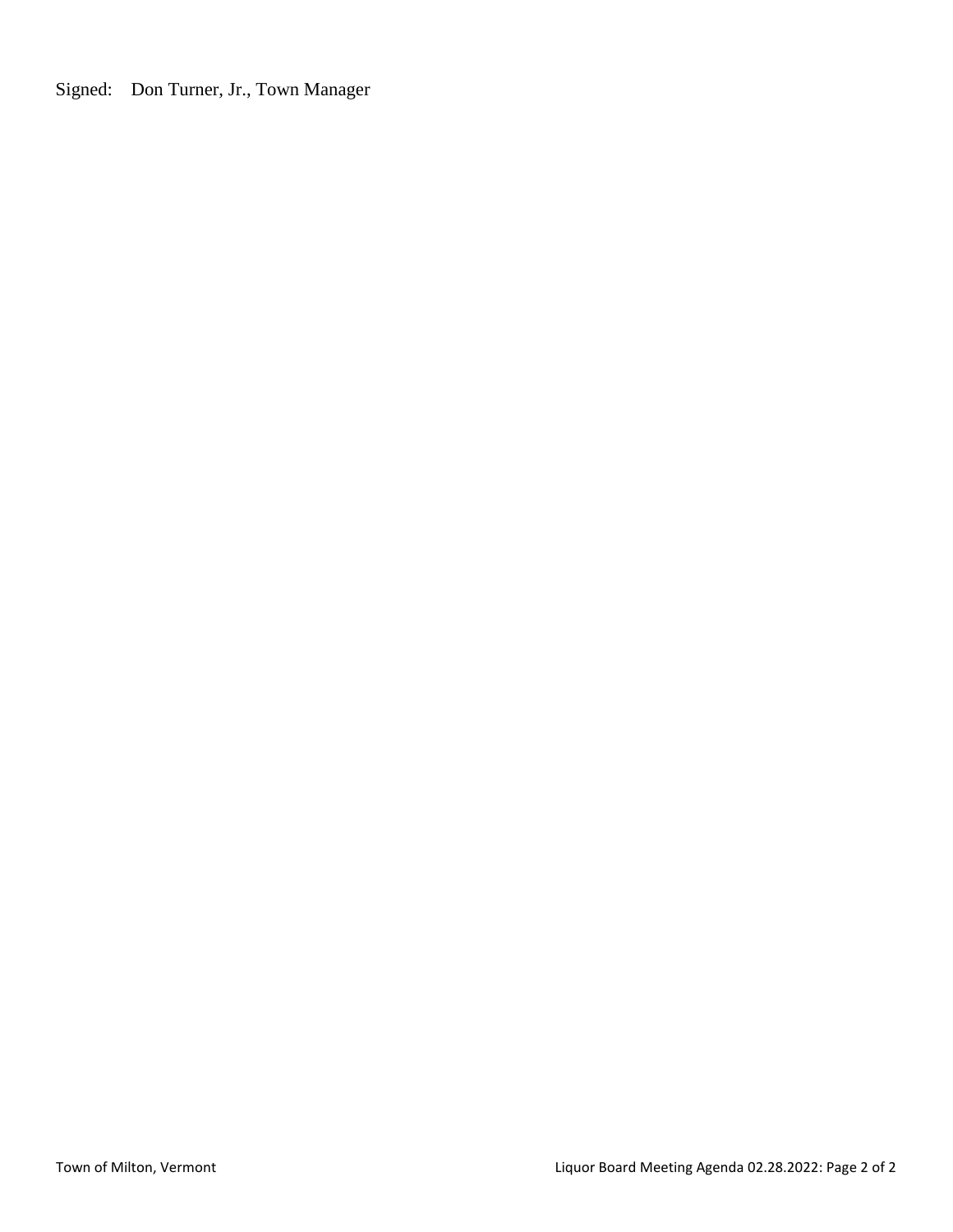Signed: Don Turner, Jr., Town Manager